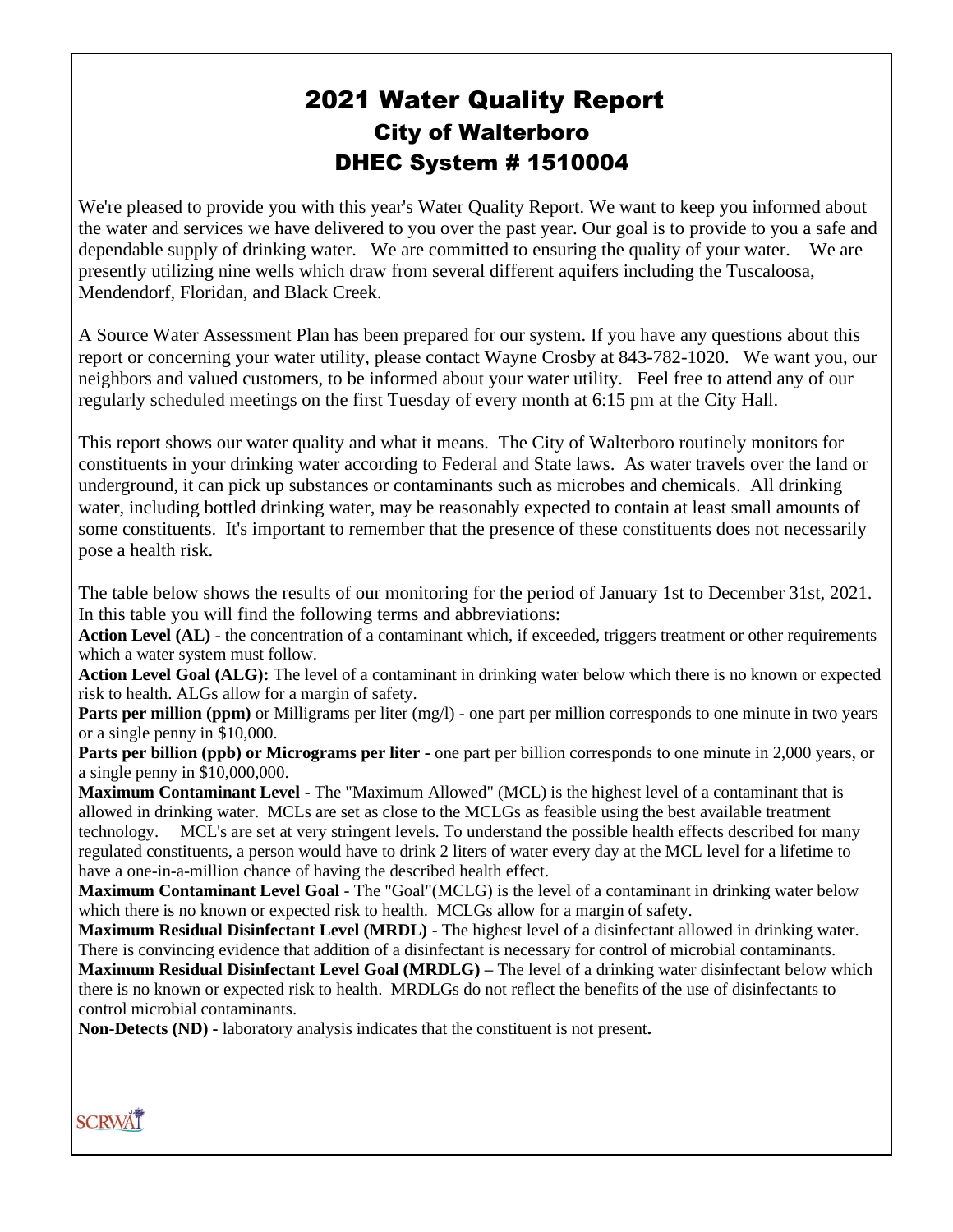# 2021 Water Quality Report
## City of Walterboro
## DHEC System # 1510004

We're pleased to provide you with this year's Water Quality Report. We want to keep you informed about the water and services we have delivered to you over the past year. Our goal is to provide to you a safe and dependable supply of drinking water. We are committed to ensuring the quality of your water. We are presently utilizing nine wells which draw from several different aquifers including the Tuscaloosa, Mendendorf, Floridan, and Black Creek.

A Source Water Assessment Plan has been prepared for our system. If you have any questions about this report or concerning your water utility, please contact Wayne Crosby at 843-782-1020. We want you, our neighbors and valued customers, to be informed about your water utility. Feel free to attend any of our regularly scheduled meetings on the first Tuesday of every month at 6:15 pm at the City Hall.

This report shows our water quality and what it means. The City of Walterboro routinely monitors for constituents in your drinking water according to Federal and State laws. As water travels over the land or underground, it can pick up substances or contaminants such as microbes and chemicals. All drinking water, including bottled drinking water, may be reasonably expected to contain at least small amounts of some constituents. It's important to remember that the presence of these constituents does not necessarily pose a health risk.

The table below shows the results of our monitoring for the period of January 1st to December 31st, 2021. In this table you will find the following terms and abbreviations:

**Action Level (AL)** - the concentration of a contaminant which, if exceeded, triggers treatment or other requirements which a water system must follow.

**Action Level Goal (ALG):** The level of a contaminant in drinking water below which there is no known or expected risk to health. ALGs allow for a margin of safety.

**Parts per million (ppm)** or Milligrams per liter (mg/l) - one part per million corresponds to one minute in two years or a single penny in $10,000.

**Parts per billion (ppb) or Micrograms per liter** - one part per billion corresponds to one minute in 2,000 years, or a single penny in $10,000,000.

**Maximum Contaminant Level** - The "Maximum Allowed" (MCL) is the highest level of a contaminant that is allowed in drinking water. MCLs are set as close to the MCLGs as feasible using the best available treatment technology. MCL's are set at very stringent levels. To understand the possible health effects described for many regulated constituents, a person would have to drink 2 liters of water every day at the MCL level for a lifetime to have a one-in-a-million chance of having the described health effect.

**Maximum Contaminant Level Goal** - The "Goal"(MCLG) is the level of a contaminant in drinking water below which there is no known or expected risk to health. MCLGs allow for a margin of safety.

**Maximum Residual Disinfectant Level (MRDL)** - The highest level of a disinfectant allowed in drinking water. There is convincing evidence that addition of a disinfectant is necessary for control of microbial contaminants.

**Maximum Residual Disinfectant Level Goal (MRDLG)** – The level of a drinking water disinfectant below which there is no known or expected risk to health. MRDLGs do not reflect the benefits of the use of disinfectants to control microbial contaminants.

**Non-Detects (ND)** - laboratory analysis indicates that the constituent is not present.

SCRWA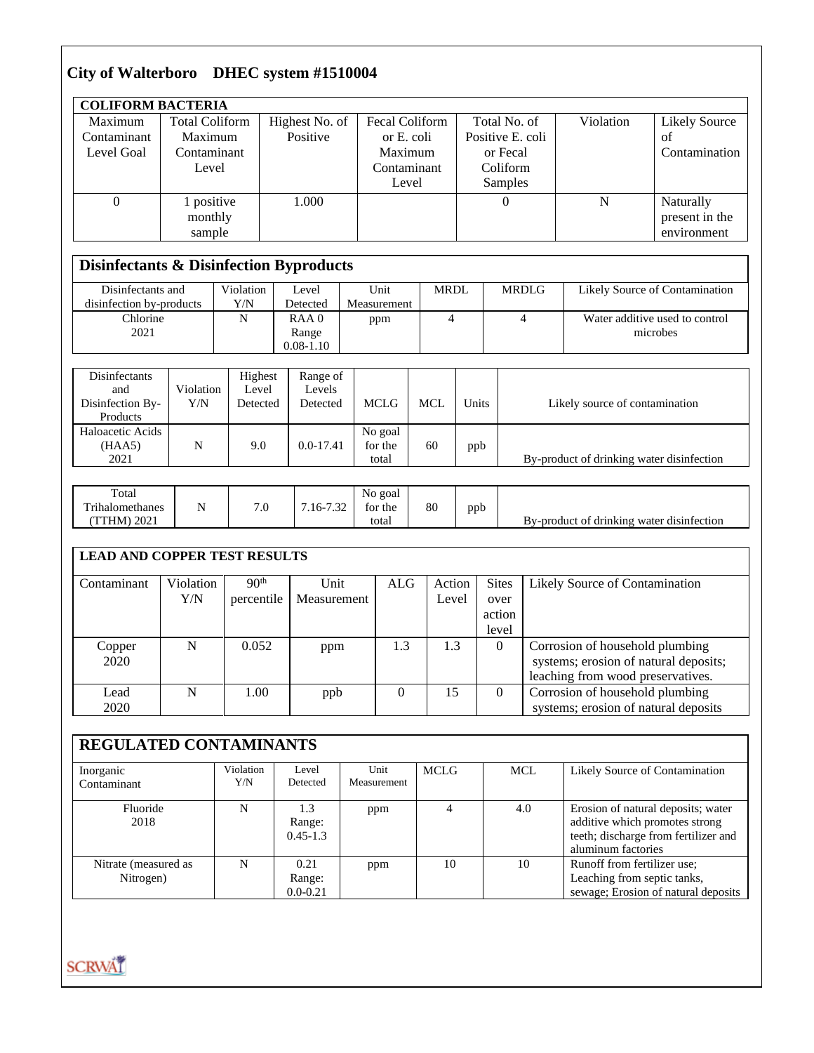## City of Walterboro DHEC system #1510004

| COLIFORM BACTERIA | | | | | | |
|---|---|---|---|---|---|---|
| Maximum Contaminant Level Goal | Total Coliform Maximum Contaminant Level | Highest No. of Positive | Fecal Coliform or E. coli Maximum Contaminant Level | Total No. of Positive E. coli or Fecal Coliform Samples | Violation | Likely Source of Contamination |
| 0 | 1 positive monthly sample | 1.000 | | 0 | N | Naturally present in the environment |

| Disinfectants & Disinfection Byproducts | | | | | | |
|---|---|---|---|---|---|---|
| Disinfectants and disinfection by-products | Violation Y/N | Level Detected | Unit Measurement | MRDL | MRDLG | Likely Source of Contamination |
| Chlorine 2021 | N | RAA 0 Range 0.08-1.10 | ppm | 4 | 4 | Water additive used to control microbes |

| Disinfectants and Disinfection By-Products | Violation Y/N | Highest Level Detected | Range of Levels Detected | MCLG | MCL | Units | Likely source of contamination |
|---|---|---|---|---|---|---|---|
| Haloacetic Acids (HAA5) 2021 | N | 9.0 | 0.0-17.41 | No goal for the total | 60 | ppb | By-product of drinking water disinfection |
| Total Trihalomethanes (TTHM) 2021 | N | 7.0 | 7.16-7.32 | No goal for the total | 80 | ppb | By-product of drinking water disinfection |

| LEAD AND COPPER TEST RESULTS | | | | | | | |
|---|---|---|---|---|---|---|---|
| Contaminant | Violation Y/N | 90th percentile | Unit Measurement | ALG | Action Level | Sites over action level | Likely Source of Contamination |
| Copper 2020 | N | 0.052 | ppm | 1.3 | 1.3 | 0 | Corrosion of household plumbing systems; erosion of natural deposits; leaching from wood preservatives. |
| Lead 2020 | N | 1.00 | ppb | 0 | 15 | 0 | Corrosion of household plumbing systems; erosion of natural deposits |

| REGULATED CONTAMINANTS | | | | | | |
|---|---|---|---|---|---|---|
| Inorganic Contaminant | Violation Y/N | Level Detected | Unit Measurement | MCLG | MCL | Likely Source of Contamination |
| Fluoride 2018 | N | 1.3 Range: 0.45-1.3 | ppm | 4 | 4.0 | Erosion of natural deposits; water additive which promotes strong teeth; discharge from fertilizer and aluminum factories |
| Nitrate (measured as Nitrogen) | N | 0.21 Range: 0.0-0.21 | ppm | 10 | 10 | Runoff from fertilizer use; Leaching from septic tanks, sewage; Erosion of natural deposits |

SCRWA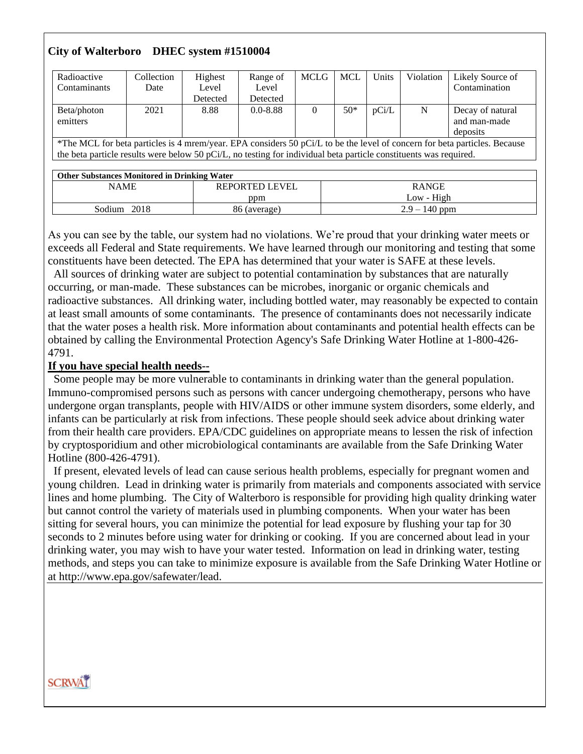## City of Walterboro DHEC system #1510004

| Radioactive Contaminants | Collection Date | Highest Level Detected | Range of Level Detected | MCLG | MCL | Units | Violation | Likely Source of Contamination |
|---|---|---|---|---|---|---|---|---|
| Beta/photon emitters | 2021 | 8.88 | 0.0-8.88 | 0 | 50* | pCi/L | N | Decay of natural and man-made deposits |

*The MCL for beta particles is 4 mrem/year. EPA considers 50 pCi/L to be the level of concern for beta particles. Because the beta particle results were below 50 pCi/L, no testing for individual beta particle constituents was required.

**Other Substances Monitored in Drinking Water**

| NAME | REPORTED LEVEL ppm | RANGE Low - High |
|---|---|---|
| Sodium 2018 | 86 (average) | 2.9 – 140 ppm |

As you can see by the table, our system had no violations. We're proud that your drinking water meets or exceeds all Federal and State requirements. We have learned through our monitoring and testing that some constituents have been detected. The EPA has determined that your water is SAFE at these levels.

All sources of drinking water are subject to potential contamination by substances that are naturally occurring, or man-made. These substances can be microbes, inorganic or organic chemicals and radioactive substances. All drinking water, including bottled water, may reasonably be expected to contain at least small amounts of some contaminants. The presence of contaminants does not necessarily indicate that the water poses a health risk. More information about contaminants and potential health effects can be obtained by calling the Environmental Protection Agency's Safe Drinking Water Hotline at 1-800-426-4791.

**If you have special health needs--**

Some people may be more vulnerable to contaminants in drinking water than the general population. Immuno-compromised persons such as persons with cancer undergoing chemotherapy, persons who have undergone organ transplants, people with HIV/AIDS or other immune system disorders, some elderly, and infants can be particularly at risk from infections. These people should seek advice about drinking water from their health care providers. EPA/CDC guidelines on appropriate means to lessen the risk of infection by cryptosporidium and other microbiological contaminants are available from the Safe Drinking Water Hotline (800-426-4791).

If present, elevated levels of lead can cause serious health problems, especially for pregnant women and young children. Lead in drinking water is primarily from materials and components associated with service lines and home plumbing. The City of Walterboro is responsible for providing high quality drinking water but cannot control the variety of materials used in plumbing components. When your water has been sitting for several hours, you can minimize the potential for lead exposure by flushing your tap for 30 seconds to 2 minutes before using water for drinking or cooking. If you are concerned about lead in your drinking water, you may wish to have your water tested. Information on lead in drinking water, testing methods, and steps you can take to minimize exposure is available from the Safe Drinking Water Hotline or at http://www.epa.gov/safewater/lead.

SCRWA